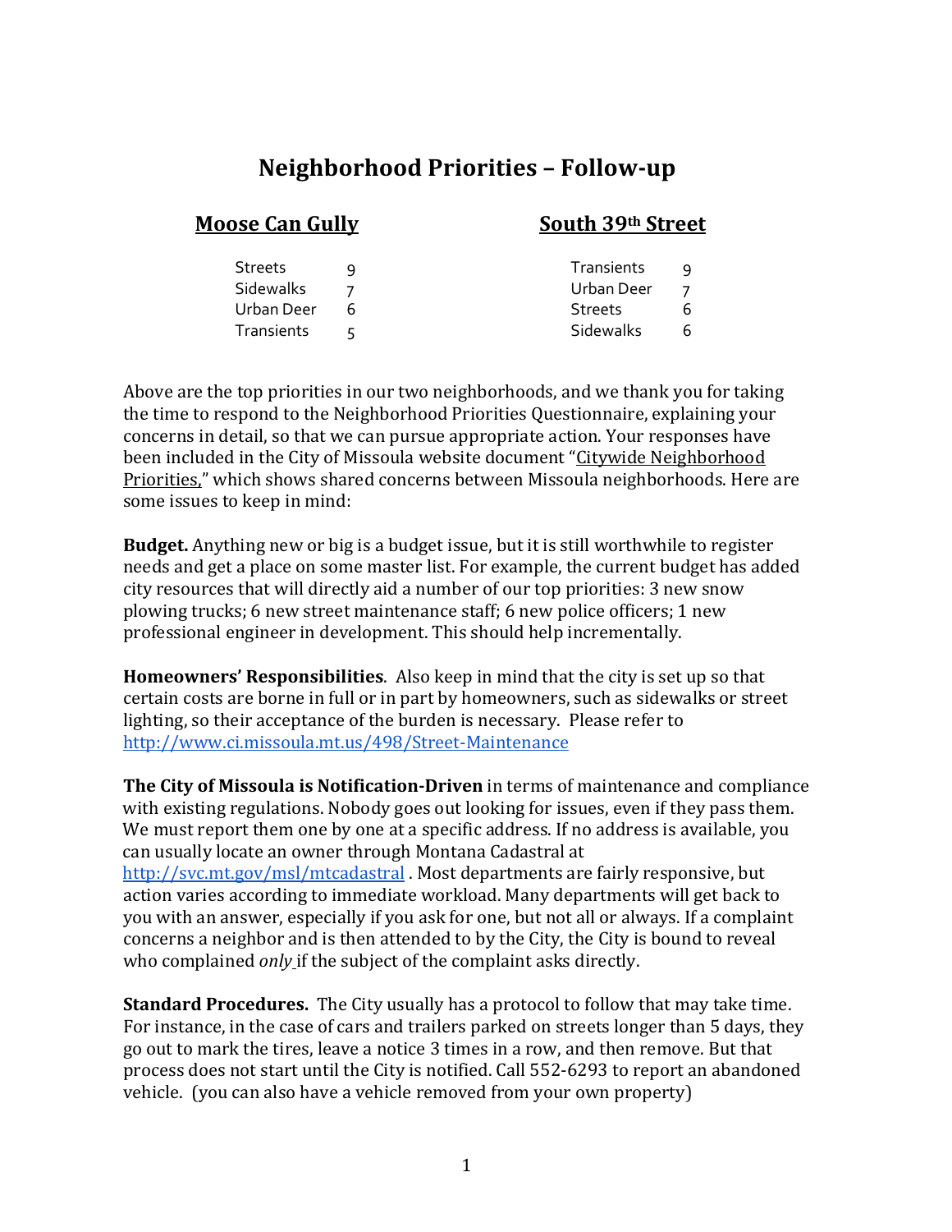# Neighborhood Priorities – Follow-up

## Moose Can Gully

| | |
|---|---|
| Streets | 9 |
| Sidewalks | 7 |
| Urban Deer | 6 |
| Transients | 5 |

## South 39th Street

| | |
|---|---|
| Transients | 9 |
| Urban Deer | 7 |
| Streets | 6 |
| Sidewalks | 6 |

Above are the top priorities in our two neighborhoods, and we thank you for taking the time to respond to the Neighborhood Priorities Questionnaire, explaining your concerns in detail, so that we can pursue appropriate action. Your responses have been included in the City of Missoula website document "Citywide Neighborhood Priorities," which shows shared concerns between Missoula neighborhoods. Here are some issues to keep in mind:

**Budget.** Anything new or big is a budget issue, but it is still worthwhile to register needs and get a place on some master list. For example, the current budget has added city resources that will directly aid a number of our top priorities: 3 new snow plowing trucks; 6 new street maintenance staff; 6 new police officers; 1 new professional engineer in development. This should help incrementally.

**Homeowners' Responsibilities**. Also keep in mind that the city is set up so that certain costs are borne in full or in part by homeowners, such as sidewalks or street lighting, so their acceptance of the burden is necessary. Please refer to http://www.ci.missoula.mt.us/498/Street-Maintenance

**The City of Missoula is Notification-Driven** in terms of maintenance and compliance with existing regulations. Nobody goes out looking for issues, even if they pass them. We must report them one by one at a specific address. If no address is available, you can usually locate an owner through Montana Cadastral at http://svc.mt.gov/msl/mtcadastral . Most departments are fairly responsive, but action varies according to immediate workload. Many departments will get back to you with an answer, especially if you ask for one, but not all or always. If a complaint concerns a neighbor and is then attended to by the City, the City is bound to reveal who complained *only* if the subject of the complaint asks directly.

**Standard Procedures.** The City usually has a protocol to follow that may take time. For instance, in the case of cars and trailers parked on streets longer than 5 days, they go out to mark the tires, leave a notice 3 times in a row, and then remove. But that process does not start until the City is notified. Call 552-6293 to report an abandoned vehicle. (you can also have a vehicle removed from your own property)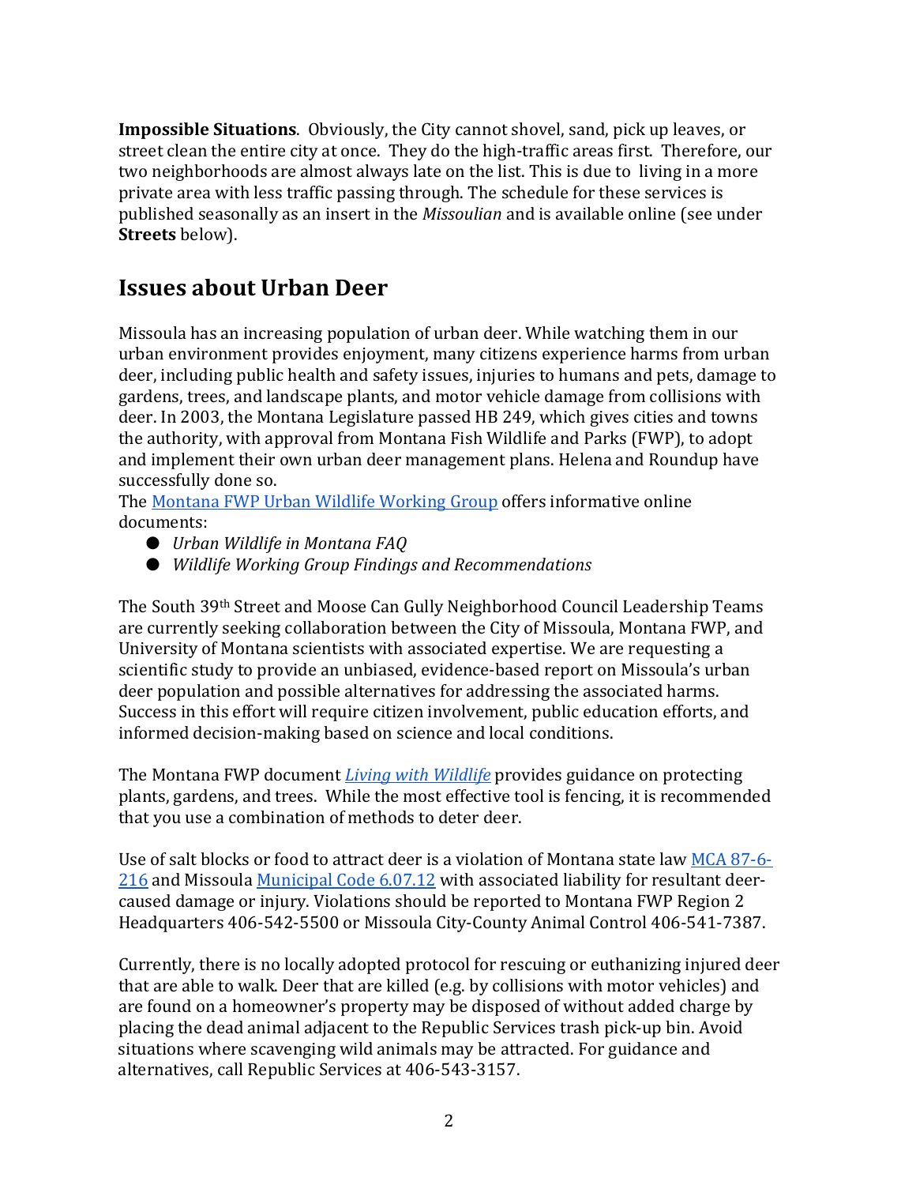**Impossible Situations**. Obviously, the City cannot shovel, sand, pick up leaves, or street clean the entire city at once. They do the high-traffic areas first. Therefore, our two neighborhoods are almost always late on the list. This is due to living in a more private area with less traffic passing through. The schedule for these services is published seasonally as an insert in the *Missoulian* and is available online (see under **Streets** below).

## Issues about Urban Deer

Missoula has an increasing population of urban deer. While watching them in our urban environment provides enjoyment, many citizens experience harms from urban deer, including public health and safety issues, injuries to humans and pets, damage to gardens, trees, and landscape plants, and motor vehicle damage from collisions with deer. In 2003, the Montana Legislature passed HB 249, which gives cities and towns the authority, with approval from Montana Fish Wildlife and Parks (FWP), to adopt and implement their own urban deer management plans. Helena and Roundup have successfully done so.

The Montana FWP Urban Wildlife Working Group offers informative online documents:

- *Urban Wildlife in Montana FAQ*
- *Wildlife Working Group Findings and Recommendations*

The South 39th Street and Moose Can Gully Neighborhood Council Leadership Teams are currently seeking collaboration between the City of Missoula, Montana FWP, and University of Montana scientists with associated expertise. We are requesting a scientific study to provide an unbiased, evidence-based report on Missoula's urban deer population and possible alternatives for addressing the associated harms. Success in this effort will require citizen involvement, public education efforts, and informed decision-making based on science and local conditions.

The Montana FWP document *Living with Wildlife* provides guidance on protecting plants, gardens, and trees. While the most effective tool is fencing, it is recommended that you use a combination of methods to deter deer.

Use of salt blocks or food to attract deer is a violation of Montana state law MCA 87-6-216 and Missoula Municipal Code 6.07.12 with associated liability for resultant deer-caused damage or injury. Violations should be reported to Montana FWP Region 2 Headquarters 406-542-5500 or Missoula City-County Animal Control 406-541-7387.

Currently, there is no locally adopted protocol for rescuing or euthanizing injured deer that are able to walk. Deer that are killed (e.g. by collisions with motor vehicles) and are found on a homeowner's property may be disposed of without added charge by placing the dead animal adjacent to the Republic Services trash pick-up bin. Avoid situations where scavenging wild animals may be attracted. For guidance and alternatives, call Republic Services at 406-543-3157.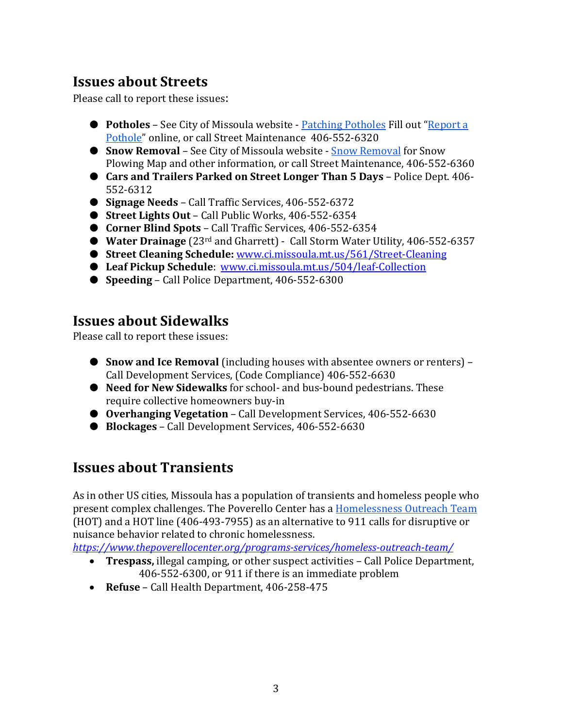## Issues about Streets

Please call to report these issues:

- **Potholes** – See City of Missoula website - [Patching Potholes] Fill out "[Report a Pothole]" online, or call Street Maintenance 406-552-6320
- **Snow Removal** – See City of Missoula website - [Snow Removal] for Snow Plowing Map and other information, or call Street Maintenance, 406-552-6360
- **Cars and Trailers Parked on Street Longer Than 5 Days** – Police Dept. 406-552-6312
- **Signage Needs** – Call Traffic Services, 406-552-6372
- **Street Lights Out** – Call Public Works, 406-552-6354
- **Corner Blind Spots** – Call Traffic Services, 406-552-6354
- **Water Drainage** (23rd and Gharrett) - Call Storm Water Utility, 406-552-6357
- **Street Cleaning Schedule:** www.ci.missoula.mt.us/561/Street-Cleaning
- **Leaf Pickup Schedule**: www.ci.missoula.mt.us/504/leaf-Collection
- **Speeding** – Call Police Department, 406-552-6300

## Issues about Sidewalks

Please call to report these issues:

- **Snow and Ice Removal** (including houses with absentee owners or renters) – Call Development Services, (Code Compliance) 406-552-6630
- **Need for New Sidewalks** for school- and bus-bound pedestrians. These require collective homeowners buy-in
- **Overhanging Vegetation** – Call Development Services, 406-552-6630
- **Blockages** – Call Development Services, 406-552-6630

## Issues about Transients

As in other US cities, Missoula has a population of transients and homeless people who present complex challenges. The Poverello Center has a [Homelessness Outreach Team] (HOT) and a HOT line (406-493-7955) as an alternative to 911 calls for disruptive or nuisance behavior related to chronic homelessness.
*https://www.thepoverellocenter.org/programs-services/homeless-outreach-team/*

- **Trespass,** illegal camping, or other suspect activities – Call Police Department, 406-552-6300, or 911 if there is an immediate problem
- **Refuse** – Call Health Department, 406-258-475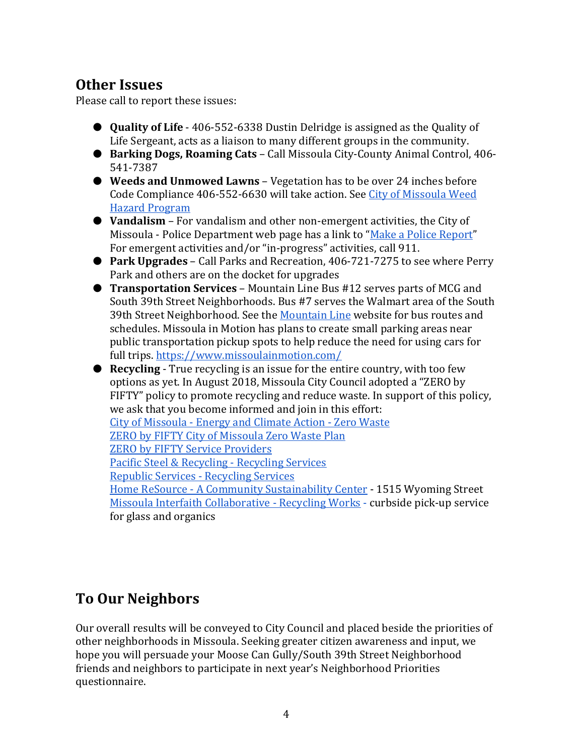## Other Issues

Please call to report these issues:

- **Quality of Life** - 406-552-6338 Dustin Delridge is assigned as the Quality of Life Sergeant, acts as a liaison to many different groups in the community.
- **Barking Dogs, Roaming Cats** – Call Missoula City-County Animal Control, 406-541-7387
- **Weeds and Unmowed Lawns** – Vegetation has to be over 24 inches before Code Compliance 406-552-6630 will take action. See City of Missoula Weed Hazard Program
- **Vandalism** – For vandalism and other non-emergent activities, the City of Missoula - Police Department web page has a link to "Make a Police Report" For emergent activities and/or "in-progress" activities, call 911.
- **Park Upgrades** – Call Parks and Recreation, 406-721-7275 to see where Perry Park and others are on the docket for upgrades
- **Transportation Services** – Mountain Line Bus #12 serves parts of MCG and South 39th Street Neighborhoods. Bus #7 serves the Walmart area of the South 39th Street Neighborhood. See the Mountain Line website for bus routes and schedules. Missoula in Motion has plans to create small parking areas near public transportation pickup spots to help reduce the need for using cars for full trips. https://www.missoulainmotion.com/
- **Recycling** - True recycling is an issue for the entire country, with too few options as yet. In August 2018, Missoula City Council adopted a "ZERO by FIFTY" policy to promote recycling and reduce waste. In support of this policy, we ask that you become informed and join in this effort:
  City of Missoula - Energy and Climate Action - Zero Waste
  ZERO by FIFTY City of Missoula Zero Waste Plan
  ZERO by FIFTY Service Providers
  Pacific Steel & Recycling - Recycling Services
  Republic Services - Recycling Services
  Home ReSource - A Community Sustainability Center - 1515 Wyoming Street
  Missoula Interfaith Collaborative - Recycling Works - curbside pick-up service for glass and organics

## To Our Neighbors

Our overall results will be conveyed to City Council and placed beside the priorities of other neighborhoods in Missoula. Seeking greater citizen awareness and input, we hope you will persuade your Moose Can Gully/South 39th Street Neighborhood friends and neighbors to participate in next year's Neighborhood Priorities questionnaire.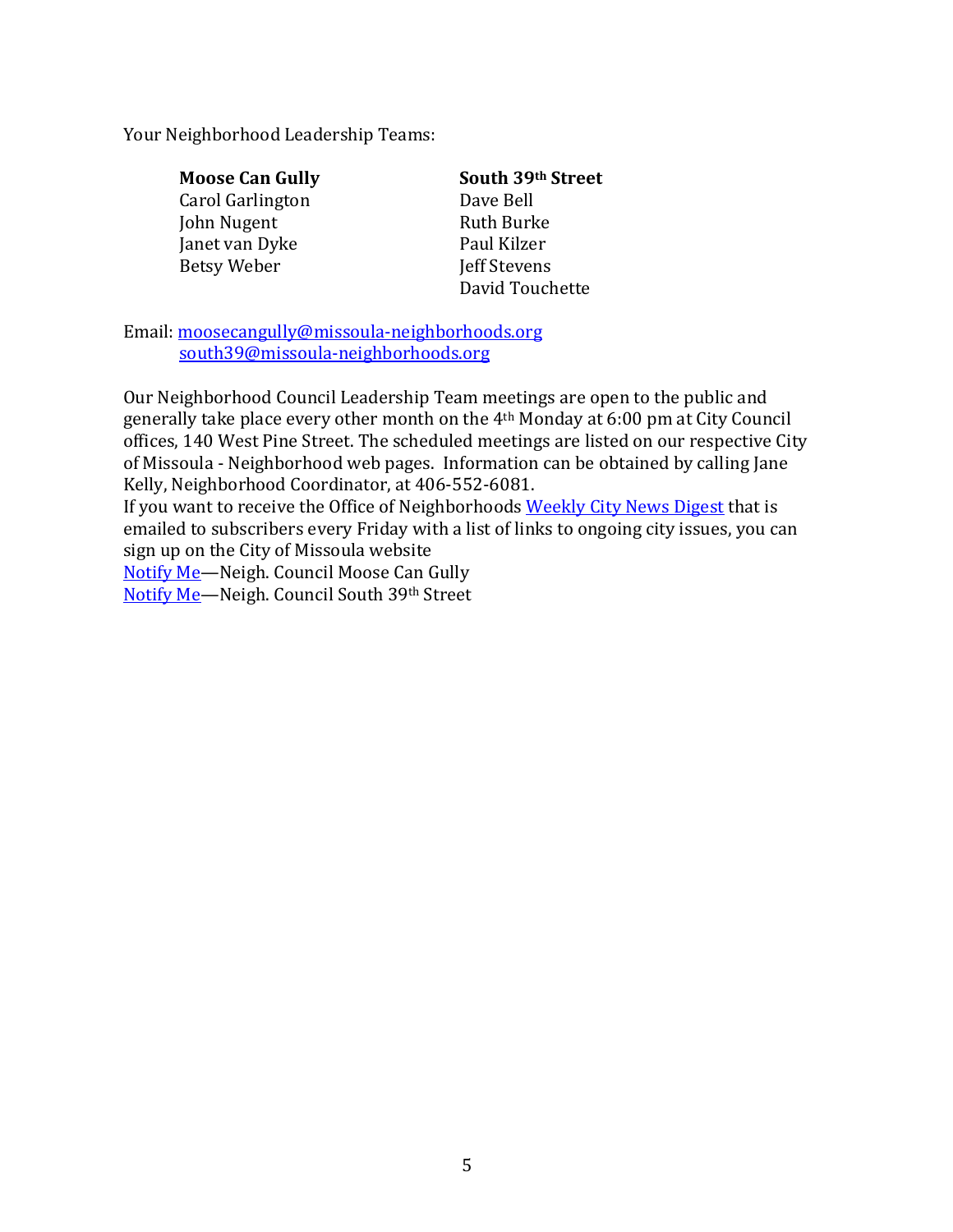Your Neighborhood Leadership Teams:

| **Moose Can Gully** | **South 39th Street** |
| --- | --- |
| Carol Garlington | Dave Bell |
| John Nugent | Ruth Burke |
| Janet van Dyke | Paul Kilzer |
| Betsy Weber | Jeff Stevens |
| | David Touchette |

Email: moosecangully@missoula-neighborhoods.org
south39@missoula-neighborhoods.org

Our Neighborhood Council Leadership Team meetings are open to the public and generally take place every other month on the 4th Monday at 6:00 pm at City Council offices, 140 West Pine Street. The scheduled meetings are listed on our respective City of Missoula - Neighborhood web pages. Information can be obtained by calling Jane Kelly, Neighborhood Coordinator, at 406-552-6081.

If you want to receive the Office of Neighborhoods Weekly City News Digest that is emailed to subscribers every Friday with a list of links to ongoing city issues, you can sign up on the City of Missoula website

Notify Me—Neigh. Council Moose Can Gully

Notify Me—Neigh. Council South 39th Street